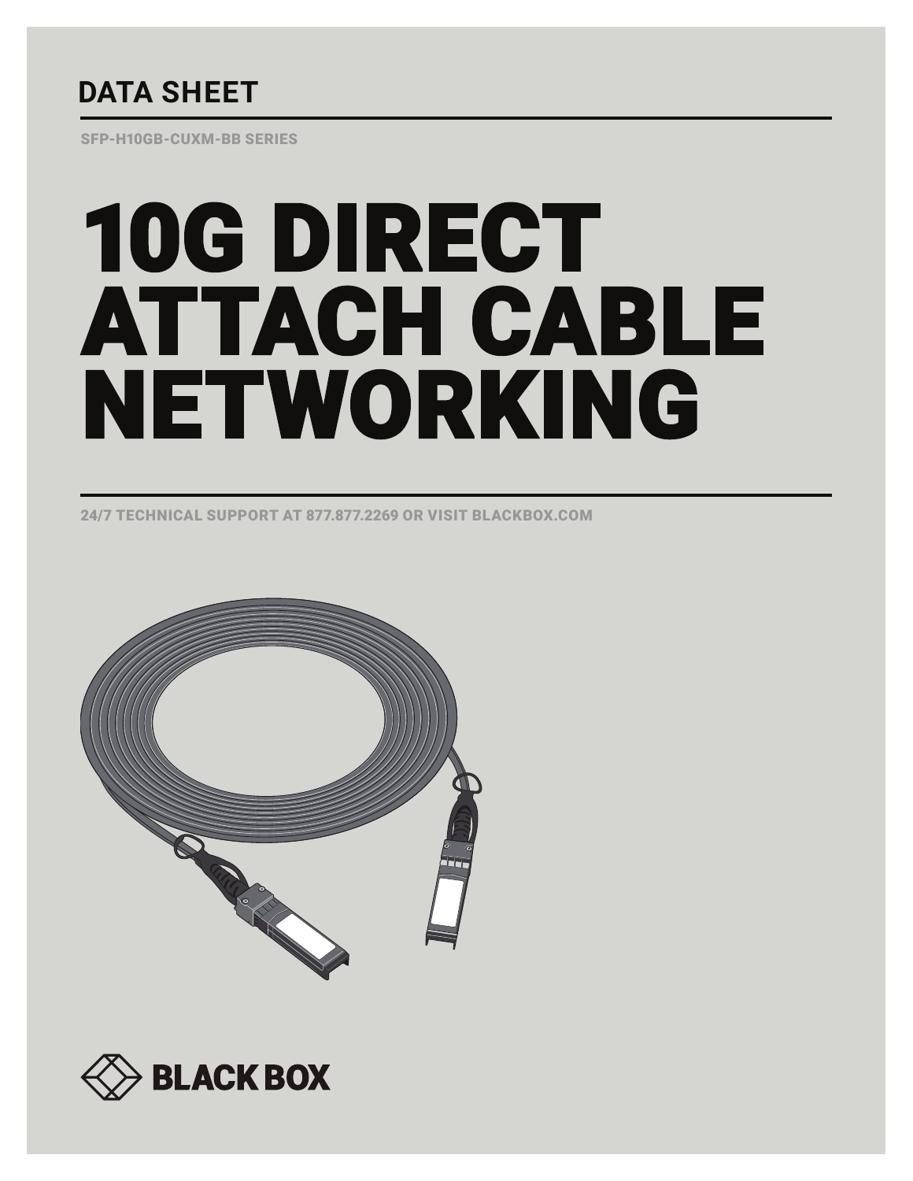## DATA SHEET

SFP-H10GB-CUXM-BB SERIES

# 10G DIRECT ATTACH CABLE NETWORKING

24/7 TECHNICAL SUPPORT AT 877.877.2269 OR VISIT BLACKBOX.COM

BLACK BOX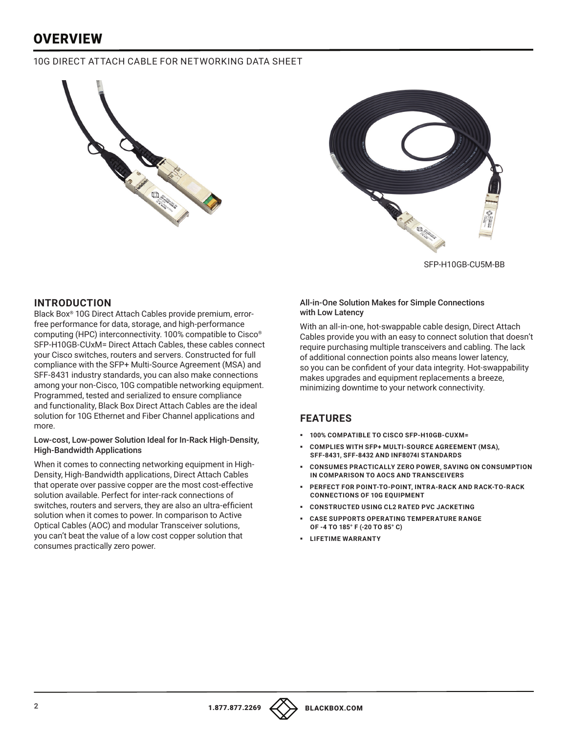# OVERVIEW

10G DIRECT ATTACH CABLE FOR NETWORKING DATA SHEET

SFP-H10GB-CU5M-BB

## INTRODUCTION

Black Box® 10G Direct Attach Cables provide premium, error-free performance for data, storage, and high-performance computing (HPC) interconnectivity. 100% compatible to Cisco® SFP-H10GB-CUxM= Direct Attach Cables, these cables connect your Cisco switches, routers and servers. Constructed for full compliance with the SFP+ Multi-Source Agreement (MSA) and SFF-8431 industry standards, you can also make connections among your non-Cisco, 10G compatible networking equipment. Programmed, tested and serialized to ensure compliance and functionality, Black Box Direct Attach Cables are the ideal solution for 10G Ethernet and Fiber Channel applications and more.

### Low-cost, Low-power Solution Ideal for In-Rack High-Density, High-Bandwidth Applications

When it comes to connecting networking equipment in High-Density, High-Bandwidth applications, Direct Attach Cables that operate over passive copper are the most cost-effective solution available. Perfect for inter-rack connections of switches, routers and servers, they are also an ultra-efficient solution when it comes to power. In comparison to Active Optical Cables (AOC) and modular Transceiver solutions, you can't beat the value of a low cost copper solution that consumes practically zero power.

### All-in-One Solution Makes for Simple Connections with Low Latency

With an all-in-one, hot-swappable cable design, Direct Attach Cables provide you with an easy to connect solution that doesn't require purchasing multiple transceivers and cabling. The lack of additional connection points also means lower latency, so you can be confident of your data integrity. Hot-swappability makes upgrades and equipment replacements a breeze, minimizing downtime to your network connectivity.

## FEATURES

- **100% COMPATIBLE TO CISCO SFP-H10GB-CUXM=**
- **COMPLIES WITH SFP+ MULTI-SOURCE AGREEMENT (MSA), SFF-8431, SFF-8432 AND INF8074I STANDARDS**
- **CONSUMES PRACTICALLY ZERO POWER, SAVING ON CONSUMPTION IN COMPARISON TO AOCS AND TRANSCEIVERS**
- **PERFECT FOR POINT-TO-POINT, INTRA-RACK AND RACK-TO-RACK CONNECTIONS OF 10G EQUIPMENT**
- **CONSTRUCTED USING CL2 RATED PVC JACKETING**
- **CASE SUPPORTS OPERATING TEMPERATURE RANGE OF -4 TO 185° F (-20 TO 85° C)**
- **LIFETIME WARRANTY**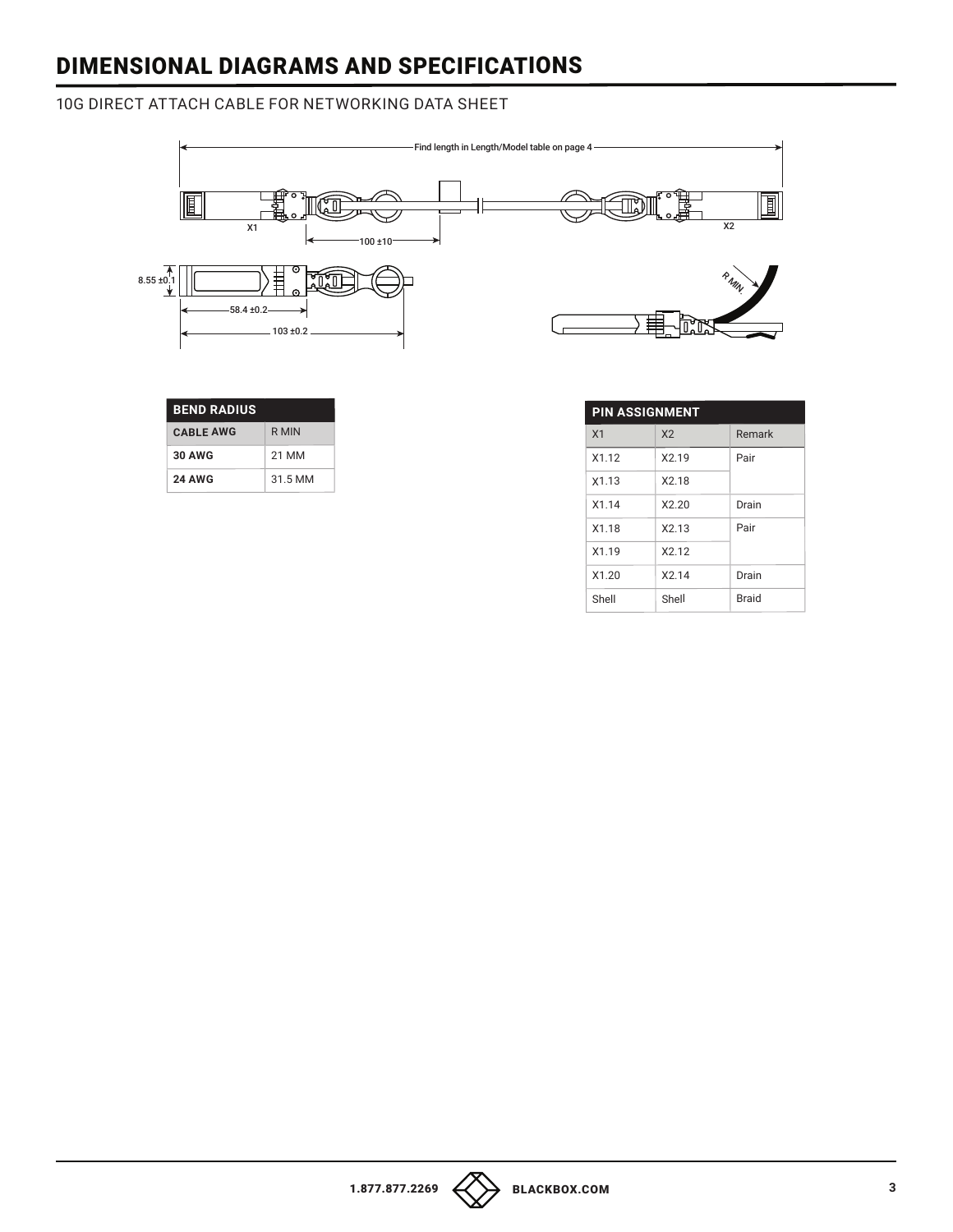# DIMENSIONAL DIAGRAMS AND SPECIFICATIONS

10G DIRECT ATTACH CABLE FOR NETWORKING DATA SHEET

Find length in Length/Model table on page 4

X1 X2

100 ±10

8.55 ±0.1

58.4 ±0.2

103 ±0.2

R MIN.

| BEND RADIUS | |
|---|---|
| **CABLE AWG** | R MIN |
| **30 AWG** | 21 MM |
| **24 AWG** | 31.5 MM |

| PIN ASSIGNMENT | | |
|---|---|---|
| X1 | X2 | Remark |
| X1.12 | X2.19 | Pair |
| X1.13 | X2.18 | |
| X1.14 | X2.20 | Drain |
| X1.18 | X2.13 | Pair |
| X1.19 | X2.12 | |
| X1.20 | X2.14 | Drain |
| Shell | Shell | Braid |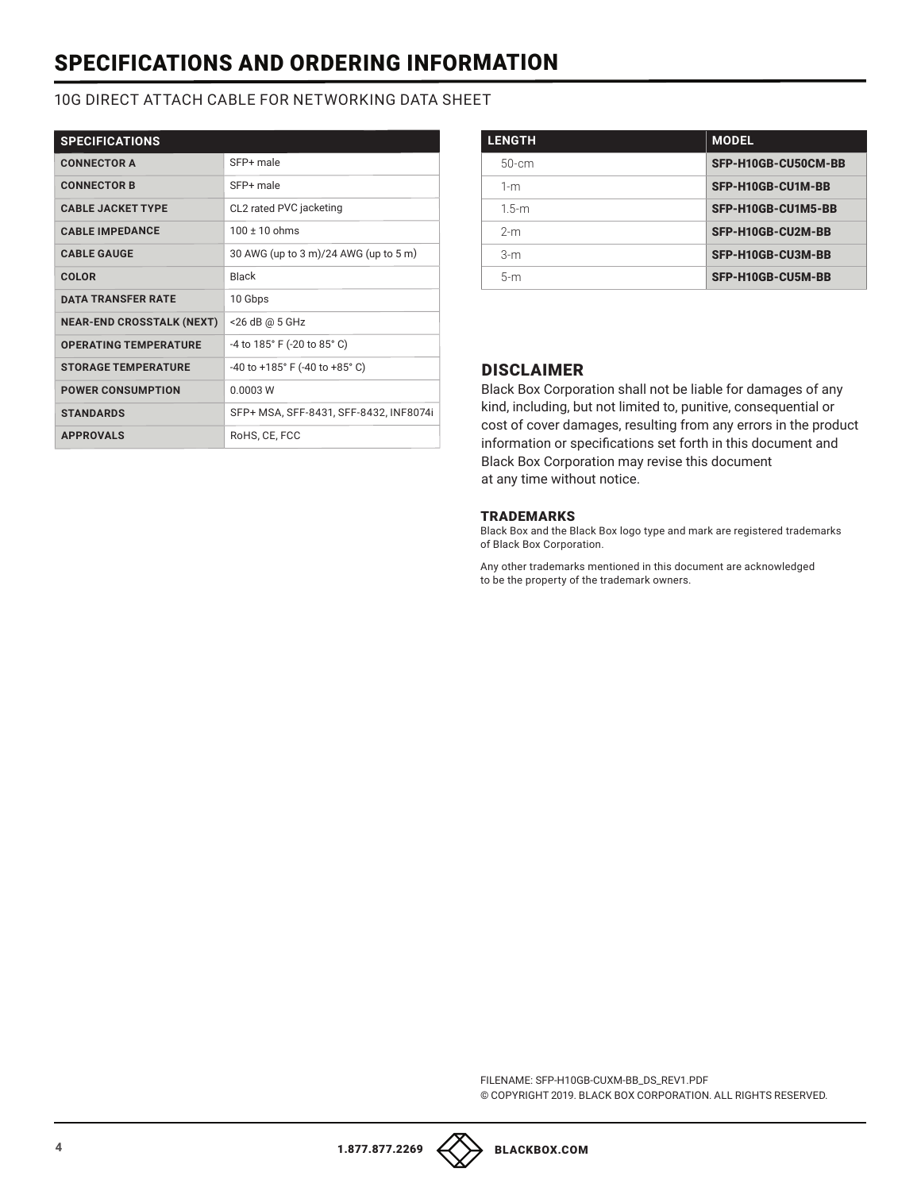# SPECIFICATIONS AND ORDERING INFORMATION

10G DIRECT ATTACH CABLE FOR NETWORKING DATA SHEET

| SPECIFICATIONS | |
|---|---|
| **CONNECTOR A** | SFP+ male |
| **CONNECTOR B** | SFP+ male |
| **CABLE JACKET TYPE** | CL2 rated PVC jacketing |
| **CABLE IMPEDANCE** | 100 ± 10 ohms |
| **CABLE GAUGE** | 30 AWG (up to 3 m)/24 AWG (up to 5 m) |
| **COLOR** | Black |
| **DATA TRANSFER RATE** | 10 Gbps |
| **NEAR-END CROSSTALK (NEXT)** | <26 dB @ 5 GHz |
| **OPERATING TEMPERATURE** | -4 to 185° F (-20 to 85° C) |
| **STORAGE TEMPERATURE** | -40 to +185° F (-40 to +85° C) |
| **POWER CONSUMPTION** | 0.0003 W |
| **STANDARDS** | SFP+ MSA, SFF-8431, SFF-8432, INF8074i |
| **APPROVALS** | RoHS, CE, FCC |

| LENGTH | MODEL |
|---|---|
| 50-cm | **SFP-H10GB-CU50CM-BB** |
| 1-m | **SFP-H10GB-CU1M-BB** |
| 1.5-m | **SFP-H10GB-CU1M5-BB** |
| 2-m | **SFP-H10GB-CU2M-BB** |
| 3-m | **SFP-H10GB-CU3M-BB** |
| 5-m | **SFP-H10GB-CU5M-BB** |

## DISCLAIMER

Black Box Corporation shall not be liable for damages of any kind, including, but not limited to, punitive, consequential or cost of cover damages, resulting from any errors in the product information or specifications set forth in this document and Black Box Corporation may revise this document at any time without notice.

### TRADEMARKS

Black Box and the Black Box logo type and mark are registered trademarks of Black Box Corporation.

Any other trademarks mentioned in this document are acknowledged to be the property of the trademark owners.

FILENAME: SFP-H10GB-CUXM-BB_DS_REV1.PDF
© COPYRIGHT 2019. BLACK BOX CORPORATION. ALL RIGHTS RESERVED.